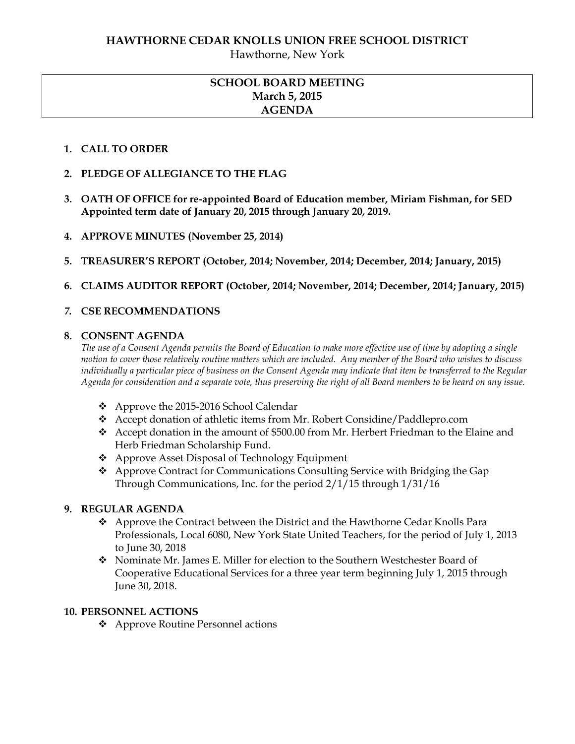# HAWTHORNE CEDAR KNOLLS UNION FREE SCHOOL DISTRICT

Hawthorne, New York

## SCHOOL BOARD MEETING
## March 5, 2015
## AGENDA

1. **CALL TO ORDER**

2. **PLEDGE OF ALLEGIANCE TO THE FLAG**

3. **OATH OF OFFICE for re-appointed Board of Education member, Miriam Fishman, for SED Appointed term date of January 20, 2015 through January 20, 2019.**

4. **APPROVE MINUTES (November 25, 2014)**

5. **TREASURER'S REPORT (October, 2014; November, 2014; December, 2014; January, 2015)**

6. **CLAIMS AUDITOR REPORT (October, 2014; November, 2014; December, 2014; January, 2015)**

7. **CSE RECOMMENDATIONS**

8. **CONSENT AGENDA**

   *The use of a Consent Agenda permits the Board of Education to make more effective use of time by adopting a single motion to cover those relatively routine matters which are included. Any member of the Board who wishes to discuss individually a particular piece of business on the Consent Agenda may indicate that item be transferred to the Regular Agenda for consideration and a separate vote, thus preserving the right of all Board members to be heard on any issue.*

   - Approve the 2015-2016 School Calendar
   - Accept donation of athletic items from Mr. Robert Considine/Paddlepro.com
   - Accept donation in the amount of $500.00 from Mr. Herbert Friedman to the Elaine and Herb Friedman Scholarship Fund.
   - Approve Asset Disposal of Technology Equipment
   - Approve Contract for Communications Consulting Service with Bridging the Gap Through Communications, Inc. for the period 2/1/15 through 1/31/16

9. **REGULAR AGENDA**
   - Approve the Contract between the District and the Hawthorne Cedar Knolls Para Professionals, Local 6080, New York State United Teachers, for the period of July 1, 2013 to June 30, 2018
   - Nominate Mr. James E. Miller for election to the Southern Westchester Board of Cooperative Educational Services for a three year term beginning July 1, 2015 through June 30, 2018.

10. **PERSONNEL ACTIONS**
    - Approve Routine Personnel actions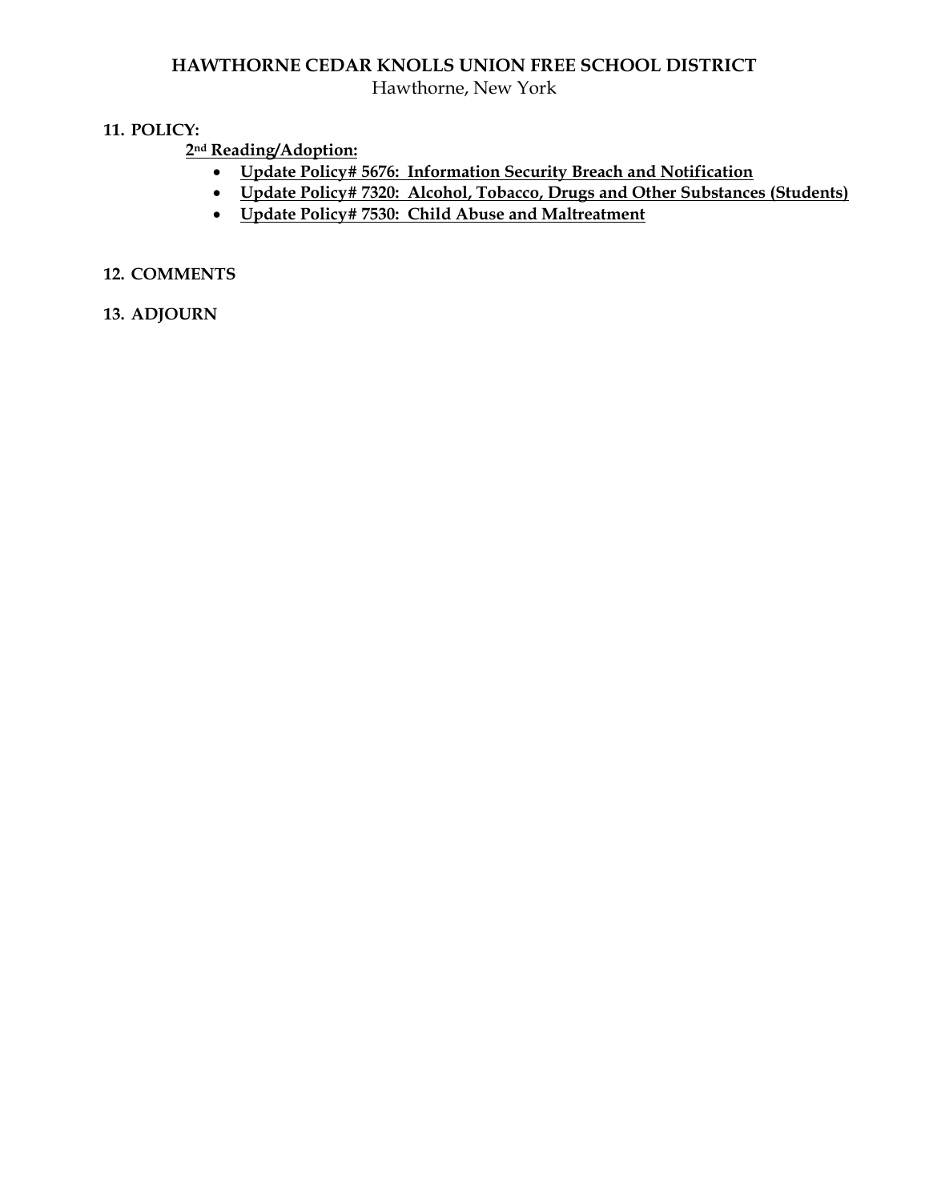**HAWTHORNE CEDAR KNOLLS UNION FREE SCHOOL DISTRICT**
Hawthorne, New York

**11. POLICY:**

**2nd Reading/Adoption:**

- **Update Policy# 5676: Information Security Breach and Notification**
- **Update Policy# 7320: Alcohol, Tobacco, Drugs and Other Substances (Students)**
- **Update Policy# 7530: Child Abuse and Maltreatment**

**12. COMMENTS**

**13. ADJOURN**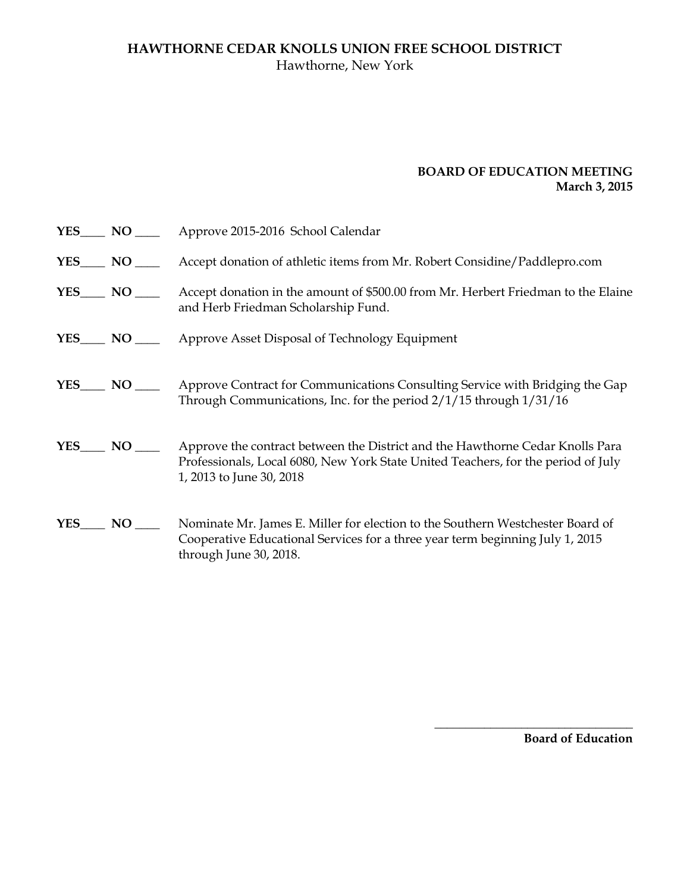**HAWTHORNE CEDAR KNOLLS UNION FREE SCHOOL DISTRICT**
Hawthorne, New York

**BOARD OF EDUCATION MEETING**
**March 3, 2015**

**YES**____ **NO** ____ Approve 2015-2016 School Calendar

**YES**____ **NO** ____ Accept donation of athletic items from Mr. Robert Considine/Paddlepro.com

**YES**____ **NO** ____ Accept donation in the amount of $500.00 from Mr. Herbert Friedman to the Elaine and Herb Friedman Scholarship Fund.

**YES**____ **NO** ____ Approve Asset Disposal of Technology Equipment

**YES**____ **NO** ____ Approve Contract for Communications Consulting Service with Bridging the Gap Through Communications, Inc. for the period 2/1/15 through 1/31/16

**YES**____ **NO** ____ Approve the contract between the District and the Hawthorne Cedar Knolls Para Professionals, Local 6080, New York State United Teachers, for the period of July 1, 2013 to June 30, 2018

**YES**____ **NO** ____ Nominate Mr. James E. Miller for election to the Southern Westchester Board of Cooperative Educational Services for a three year term beginning July 1, 2015 through June 30, 2018.

\_\_\_\_\_\_\_\_\_\_\_\_\_\_\_\_\_\_\_\_\_\_\_\_\_\_\_\_\_\_\_\_\_\_
**Board of Education**